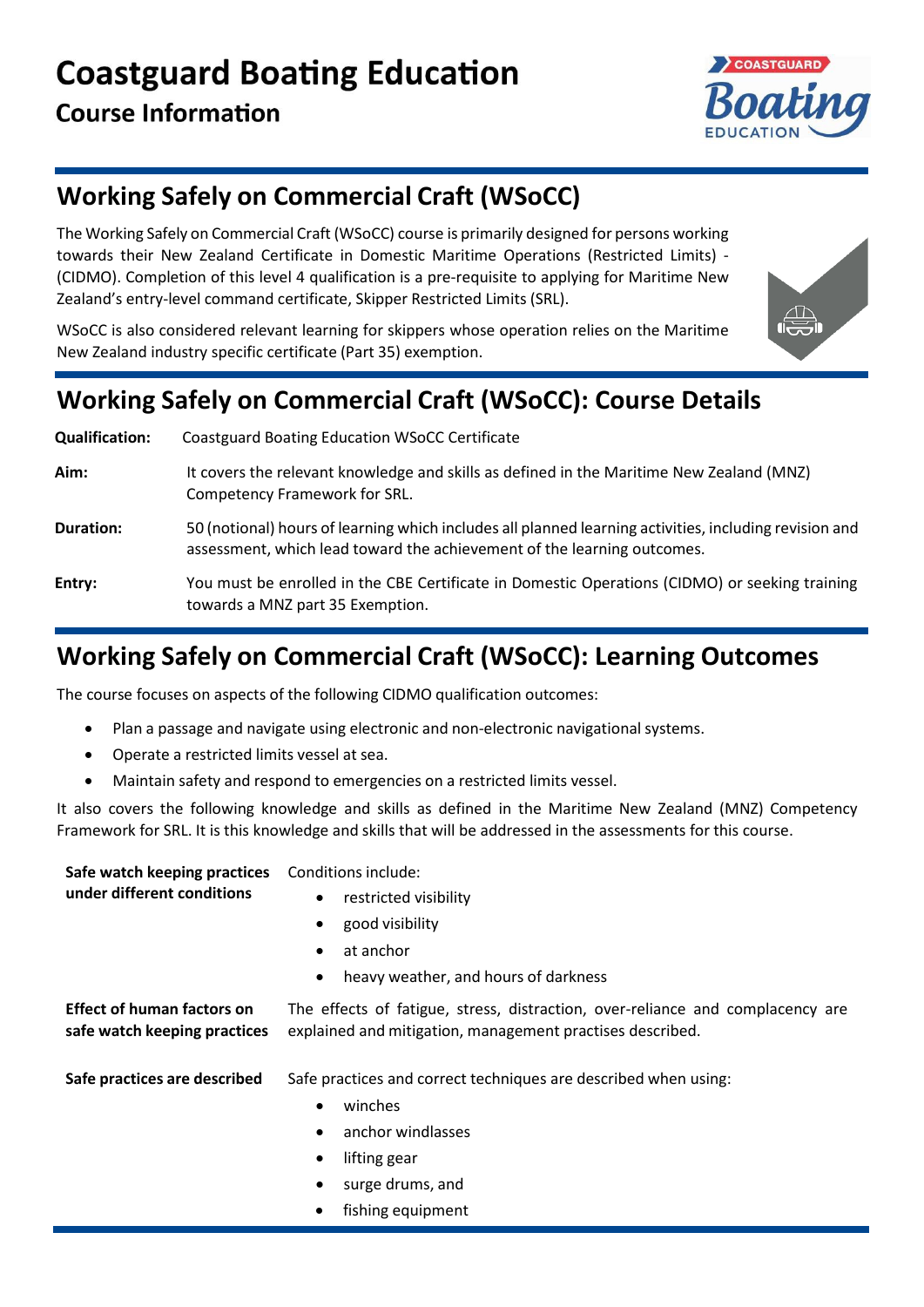# Coastguard Boating Education

## Course Information

## Working Safely on Commercial Craft (WSoCC)

The Working Safely on Commercial Craft (WSoCC) course is primarily designed for persons working towards their New Zealand Certificate in Domestic Maritime Operations (Restricted Limits) - (CIDMO). Completion of this level 4 qualification is a pre-requisite to applying for Maritime New Zealand's entry-level command certificate, Skipper Restricted Limits (SRL).

WSoCC is also considered relevant learning for skippers whose operation relies on the Maritime New Zealand industry specific certificate (Part 35) exemption.

## Working Safely on Commercial Craft (WSoCC): Course Details

**Qualification:** Coastguard Boating Education WSoCC Certificate

**Aim:** It covers the relevant knowledge and skills as defined in the Maritime New Zealand (MNZ) Competency Framework for SRL.

**Duration:** 50 (notional) hours of learning which includes all planned learning activities, including revision and assessment, which lead toward the achievement of the learning outcomes.

**Entry:** You must be enrolled in the CBE Certificate in Domestic Operations (CIDMO) or seeking training towards a MNZ part 35 Exemption.

## Working Safely on Commercial Craft (WSoCC): Learning Outcomes

The course focuses on aspects of the following CIDMO qualification outcomes:

- Plan a passage and navigate using electronic and non-electronic navigational systems.
- Operate a restricted limits vessel at sea.
- Maintain safety and respond to emergencies on a restricted limits vessel.

It also covers the following knowledge and skills as defined in the Maritime New Zealand (MNZ) Competency Framework for SRL. It is this knowledge and skills that will be addressed in the assessments for this course.

**Safe watch keeping practices under different conditions**

Conditions include:

- restricted visibility
- good visibility
- at anchor
- heavy weather, and hours of darkness

**Effect of human factors on safe watch keeping practices**

The effects of fatigue, stress, distraction, over-reliance and complacency are explained and mitigation, management practises described.

**Safe practices are described**

Safe practices and correct techniques are described when using:

- winches
- anchor windlasses
- lifting gear
- surge drums, and
- fishing equipment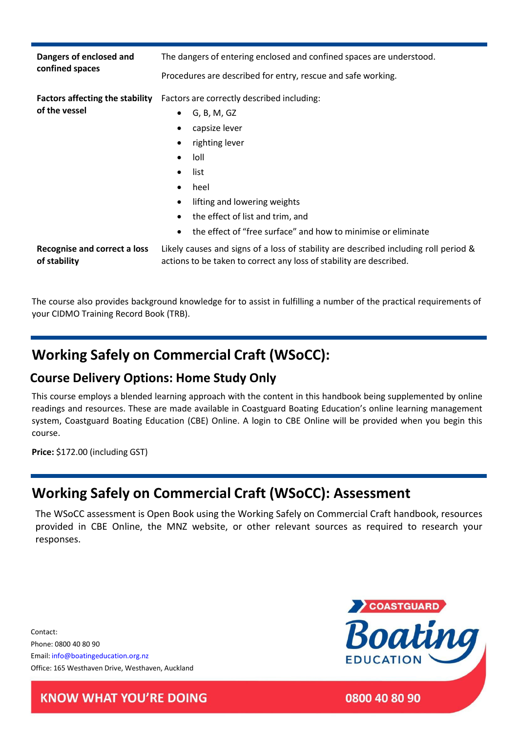| | |
|---|---|
| **Dangers of enclosed and confined spaces** | The dangers of entering enclosed and confined spaces are understood.<br>Procedures are described for entry, rescue and safe working. |
| **Factors affecting the stability of the vessel** | Factors are correctly described including:<br>• G, B, M, GZ<br>• capsize lever<br>• righting lever<br>• loll<br>• list<br>• heel<br>• lifting and lowering weights<br>• the effect of list and trim, and<br>• the effect of "free surface" and how to minimise or eliminate |
| **Recognise and correct a loss of stability** | Likely causes and signs of a loss of stability are described including roll period & actions to be taken to correct any loss of stability are described. |

The course also provides background knowledge for to assist in fulfilling a number of the practical requirements of your CIDMO Training Record Book (TRB).

## Working Safely on Commercial Craft (WSoCC):

### Course Delivery Options: Home Study Only

This course employs a blended learning approach with the content in this handbook being supplemented by online readings and resources. These are made available in Coastguard Boating Education's online learning management system, Coastguard Boating Education (CBE) Online. A login to CBE Online will be provided when you begin this course.

**Price:** $172.00 (including GST)

## Working Safely on Commercial Craft (WSoCC): Assessment

The WSoCC assessment is Open Book using the Working Safely on Commercial Craft handbook, resources provided in CBE Online, the MNZ website, or other relevant sources as required to research your responses.

Contact:
Phone: 0800 40 80 90
Email: info@boatingeducation.org.nz
Office: 165 Westhaven Drive, Westhaven, Auckland

COASTGUARD Boating EDUCATION

KNOW WHAT YOU'RE DOING

0800 40 80 90